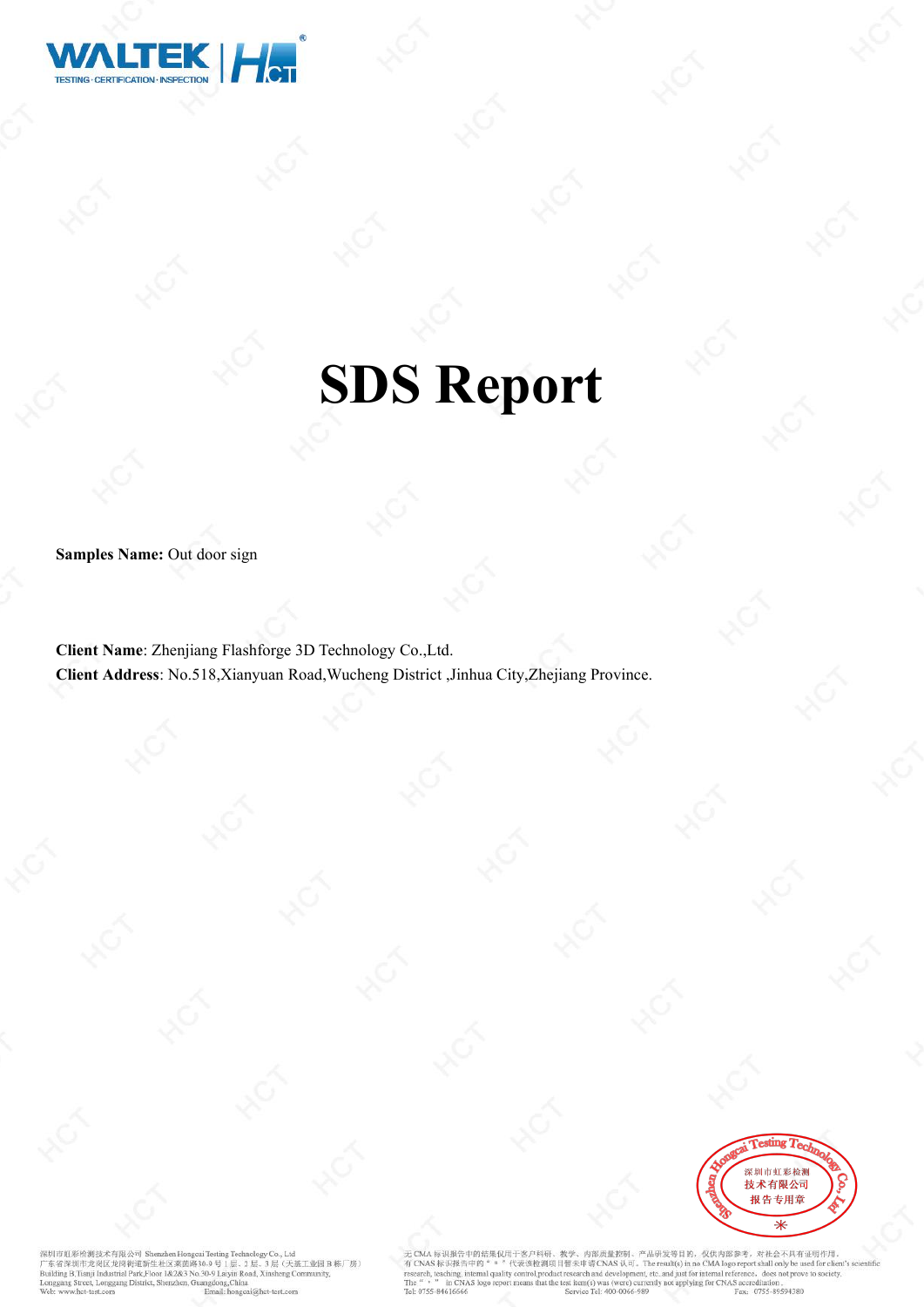# SDS Report

**Samples Name:** Out door sign

**Client Name**: Zhenjiang Flashforge 3D Technology Co.,Ltd.
**Client Address**: No.518,Xianyuan Road,Wucheng District ,Jinhua City,Zhejiang Province.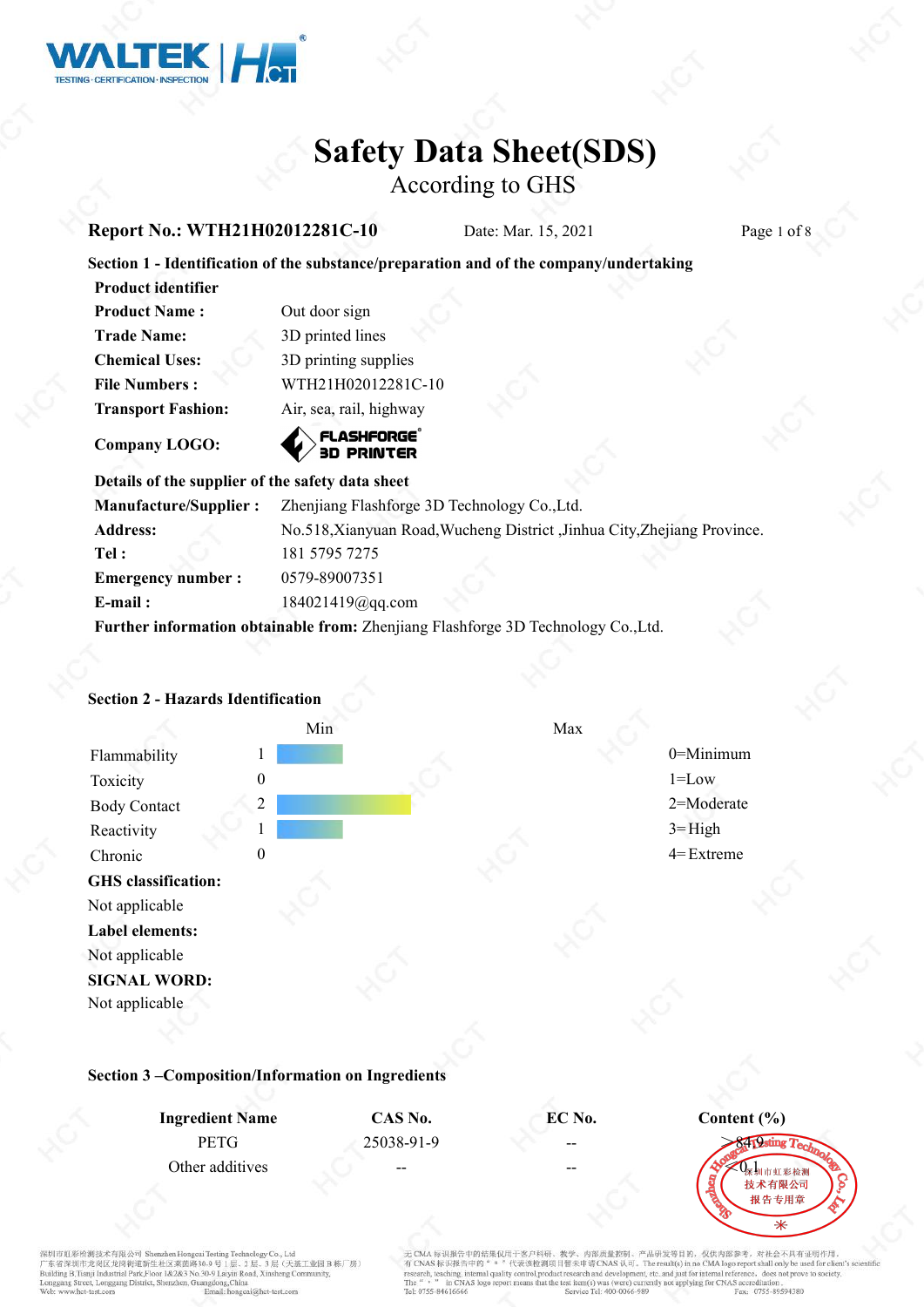# Safety Data Sheet(SDS)

According to GHS

**Report No.: WTH21H02012281C-10** Date: Mar. 15, 2021

**Section 1 - Identification of the substance/preparation and of the company/undertaking**

**Product identifier**

| | |
|---|---|
| **Product Name :** | Out door sign |
| **Trade Name:** | 3D printed lines |
| **Chemical Uses:** | 3D printing supplies |
| **File Numbers :** | WTH21H02012281C-10 |
| **Transport Fashion:** | Air, sea, rail, highway |
| **Company LOGO:** | FLASHFORGE 3D PRINTER |

**Details of the supplier of the safety data sheet**

| | |
|---|---|
| **Manufacture/Supplier :** | Zhenjiang Flashforge 3D Technology Co.,Ltd. |
| **Address:** | No.518,Xianyuan Road,Wucheng District ,Jinhua City,Zhejiang Province. |
| **Tel :** | 181 5795 7275 |
| **Emergency number :** | 0579-89007351 |
| **E-mail :** | 184021419@qq.com |

**Further information obtainable from:** Zhenjiang Flashforge 3D Technology Co.,Ltd.

**Section 2 - Hazards Identification**

| | Min | Max | |
|---|---|---|---|
| Flammability | 1 | | 0=Minimum |
| Toxicity | 0 | | 1=Low |
| Body Contact | 2 | | 2=Moderate |
| Reactivity | 1 | | 3=High |
| Chronic | 0 | | 4=Extreme |

**GHS classification:**

Not applicable

**Label elements:**

Not applicable

**SIGNAL WORD:**

Not applicable

**Section 3 –Composition/Information on Ingredients**

| Ingredient Name | CAS No. | EC No. | Content (%) |
|---|---|---|---|
| PETG | 25038-91-9 | -- | >84.9 |
| Other additives | -- | -- | <0.1 |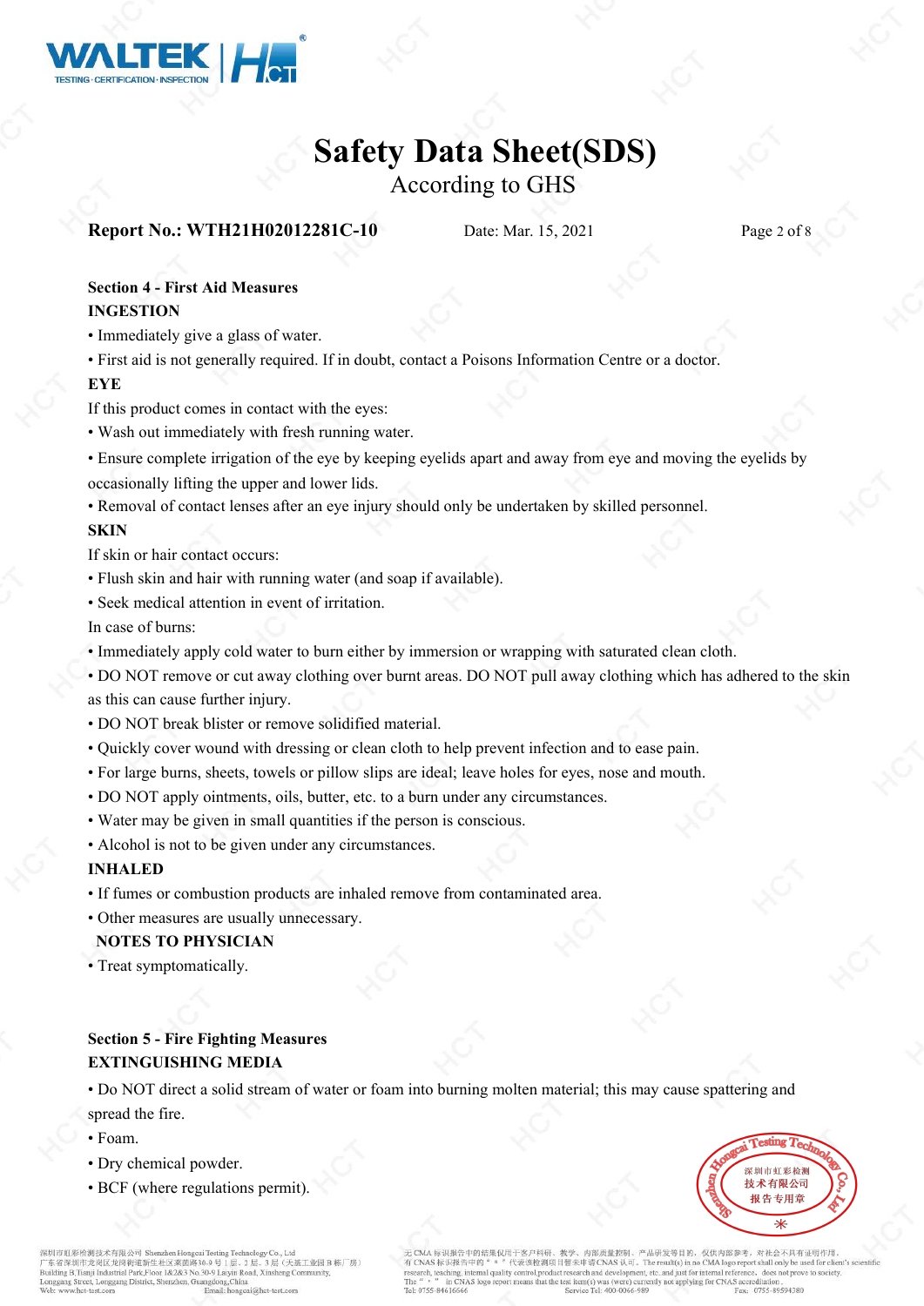# Safety Data Sheet(SDS)

According to GHS

**Report No.: WTH21H02012281C-10** Date: Mar. 15, 2021

### Section 4 - First Aid Measures

**INGESTION**

- Immediately give a glass of water.
- First aid is not generally required. If in doubt, contact a Poisons Information Centre or a doctor.

**EYE**

If this product comes in contact with the eyes:

- Wash out immediately with fresh running water.
- Ensure complete irrigation of the eye by keeping eyelids apart and away from eye and moving the eyelids by occasionally lifting the upper and lower lids.
- Removal of contact lenses after an eye injury should only be undertaken by skilled personnel.

**SKIN**

If skin or hair contact occurs:

- Flush skin and hair with running water (and soap if available).
- Seek medical attention in event of irritation.

In case of burns:

- Immediately apply cold water to burn either by immersion or wrapping with saturated clean cloth.
- DO NOT remove or cut away clothing over burnt areas. DO NOT pull away clothing which has adhered to the skin as this can cause further injury.
- DO NOT break blister or remove solidified material.
- Quickly cover wound with dressing or clean cloth to help prevent infection and to ease pain.
- For large burns, sheets, towels or pillow slips are ideal; leave holes for eyes, nose and mouth.
- DO NOT apply ointments, oils, butter, etc. to a burn under any circumstances.
- Water may be given in small quantities if the person is conscious.
- Alcohol is not to be given under any circumstances.

**INHALED**

- If fumes or combustion products are inhaled remove from contaminated area.
- Other measures are usually unnecessary.

**NOTES TO PHYSICIAN**

- Treat symptomatically.

### Section 5 - Fire Fighting Measures

**EXTINGUISHING MEDIA**

- Do NOT direct a solid stream of water or foam into burning molten material; this may cause spattering and spread the fire.
- Foam.
- Dry chemical powder.
- BCF (where regulations permit).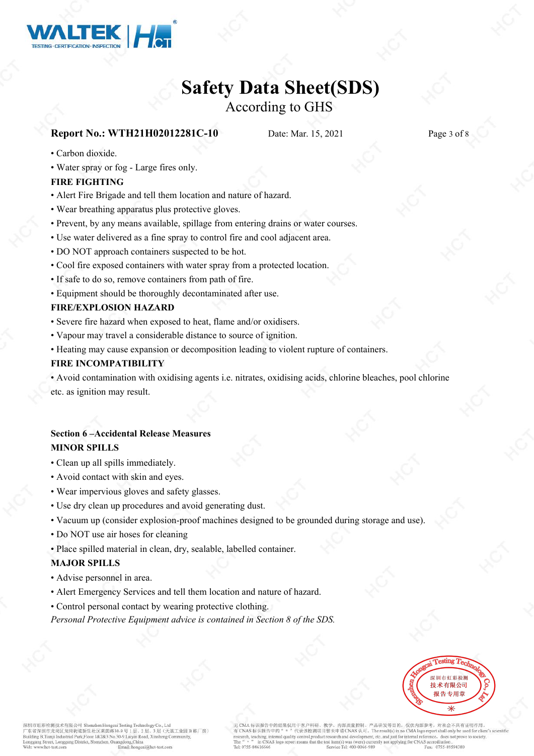- Carbon dioxide.
- Water spray or fog - Large fires only.

**FIRE FIGHTING**

- Alert Fire Brigade and tell them location and nature of hazard.
- Wear breathing apparatus plus protective gloves.
- Prevent, by any means available, spillage from entering drains or water courses.
- Use water delivered as a fine spray to control fire and cool adjacent area.
- DO NOT approach containers suspected to be hot.
- Cool fire exposed containers with water spray from a protected location.
- If safe to do so, remove containers from path of fire.
- Equipment should be thoroughly decontaminated after use.

**FIRE/EXPLOSION HAZARD**

- Severe fire hazard when exposed to heat, flame and/or oxidisers.
- Vapour may travel a considerable distance to source of ignition.
- Heating may cause expansion or decomposition leading to violent rupture of containers.

**FIRE INCOMPATIBILITY**

- Avoid contamination with oxidising agents i.e. nitrates, oxidising acids, chlorine bleaches, pool chlorine etc. as ignition may result.

## Section 6 –Accidental Release Measures

**MINOR SPILLS**

- Clean up all spills immediately.
- Avoid contact with skin and eyes.
- Wear impervious gloves and safety glasses.
- Use dry clean up procedures and avoid generating dust.
- Vacuum up (consider explosion-proof machines designed to be grounded during storage and use).
- Do NOT use air hoses for cleaning
- Place spilled material in clean, dry, sealable, labelled container.

**MAJOR SPILLS**

- Advise personnel in area.
- Alert Emergency Services and tell them location and nature of hazard.
- Control personal contact by wearing protective clothing.

*Personal Protective Equipment advice is contained in Section 8 of the SDS.*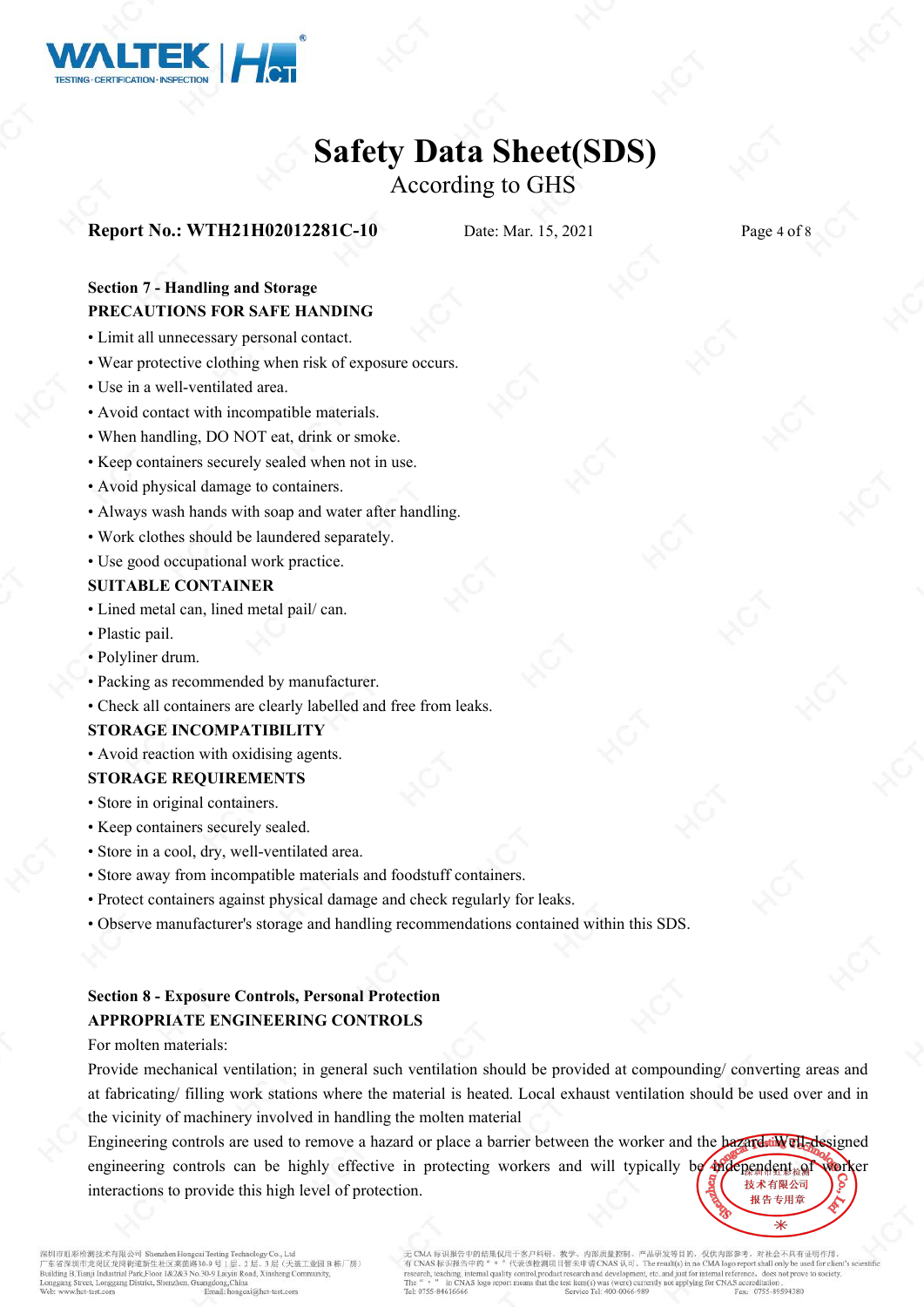## Section 7 - Handling and Storage

### PRECAUTIONS FOR SAFE HANDING

- Limit all unnecessary personal contact.
- Wear protective clothing when risk of exposure occurs.
- Use in a well-ventilated area.
- Avoid contact with incompatible materials.
- When handling, DO NOT eat, drink or smoke.
- Keep containers securely sealed when not in use.
- Avoid physical damage to containers.
- Always wash hands with soap and water after handling.
- Work clothes should be laundered separately.
- Use good occupational work practice.

### SUITABLE CONTAINER

- Lined metal can, lined metal pail/ can.
- Plastic pail.
- Polyliner drum.
- Packing as recommended by manufacturer.
- Check all containers are clearly labelled and free from leaks.

### STORAGE INCOMPATIBILITY

- Avoid reaction with oxidising agents.

### STORAGE REQUIREMENTS

- Store in original containers.
- Keep containers securely sealed.
- Store in a cool, dry, well-ventilated area.
- Store away from incompatible materials and foodstuff containers.
- Protect containers against physical damage and check regularly for leaks.
- Observe manufacturer's storage and handling recommendations contained within this SDS.

## Section 8 - Exposure Controls, Personal Protection

### APPROPRIATE ENGINEERING CONTROLS

For molten materials:

Provide mechanical ventilation; in general such ventilation should be provided at compounding/ converting areas and at fabricating/ filling work stations where the material is heated. Local exhaust ventilation should be used over and in the vicinity of machinery involved in handling the molten material

Engineering controls are used to remove a hazard or place a barrier between the worker and the hazard. Well-designed engineering controls can be highly effective in protecting workers and will typically be independent of worker interactions to provide this high level of protection.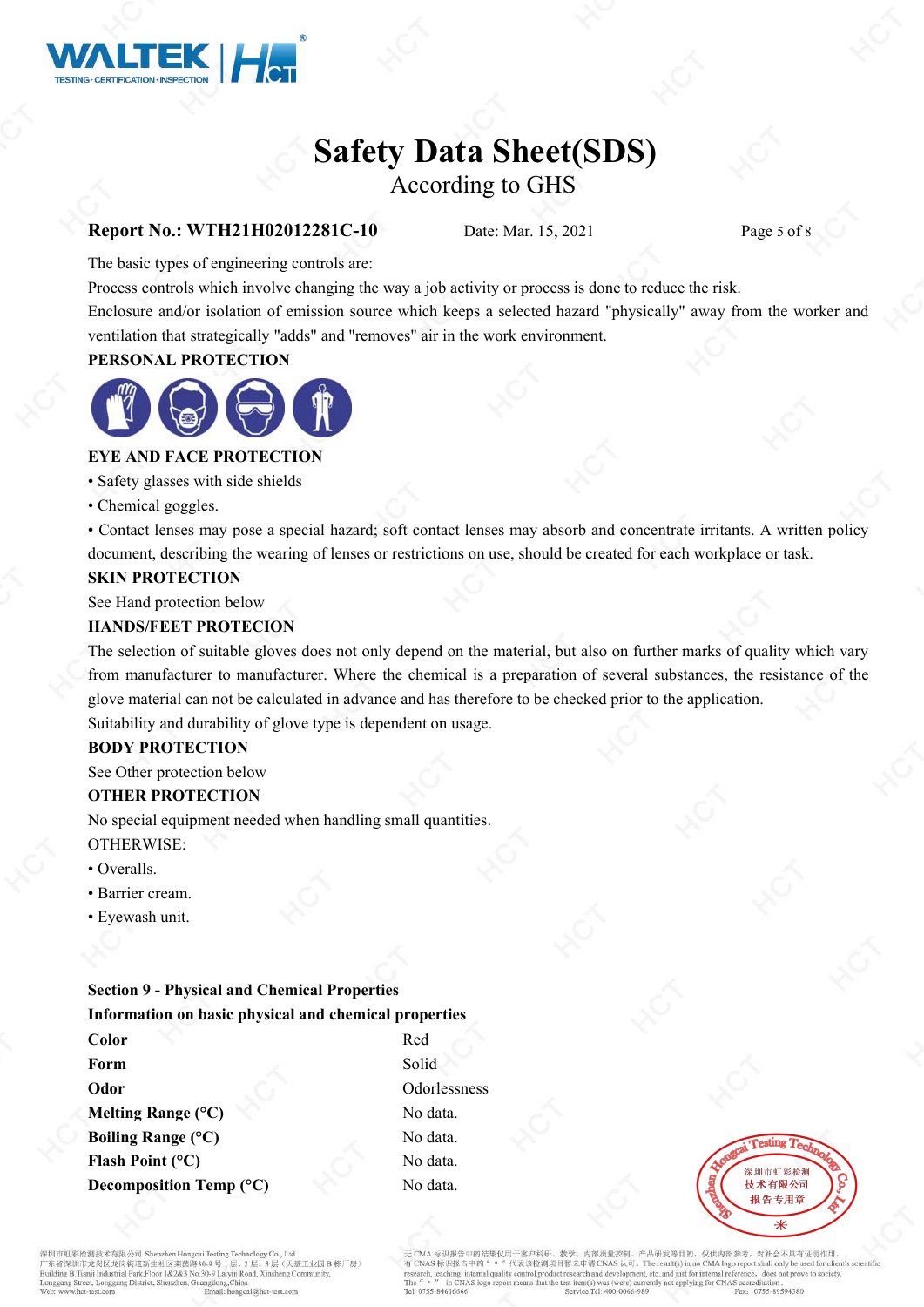The basic types of engineering controls are:

Process controls which involve changing the way a job activity or process is done to reduce the risk.

Enclosure and/or isolation of emission source which keeps a selected hazard "physically" away from the worker and ventilation that strategically "adds" and "removes" air in the work environment.

**PERSONAL PROTECTION**

**EYE AND FACE PROTECTION**

- Safety glasses with side shields
- Chemical goggles.
- Contact lenses may pose a special hazard; soft contact lenses may absorb and concentrate irritants. A written policy document, describing the wearing of lenses or restrictions on use, should be created for each workplace or task.

**SKIN PROTECTION**

See Hand protection below

**HANDS/FEET PROTECION**

The selection of suitable gloves does not only depend on the material, but also on further marks of quality which vary from manufacturer to manufacturer. Where the chemical is a preparation of several substances, the resistance of the glove material can not be calculated in advance and has therefore to be checked prior to the application.

Suitability and durability of glove type is dependent on usage.

**BODY PROTECTION**

See Other protection below

**OTHER PROTECTION**

No special equipment needed when handling small quantities.

OTHERWISE:

- Overalls.
- Barrier cream.
- Eyewash unit.

**Section 9 - Physical and Chemical Properties**

**Information on basic physical and chemical properties**

| | |
|---|---|
| **Color** | Red |
| **Form** | Solid |
| **Odor** | Odorlessness |
| **Melting Range (°C)** | No data. |
| **Boiling Range (°C)** | No data. |
| **Flash Point (°C)** | No data. |
| **Decomposition Temp (°C)** | No data. |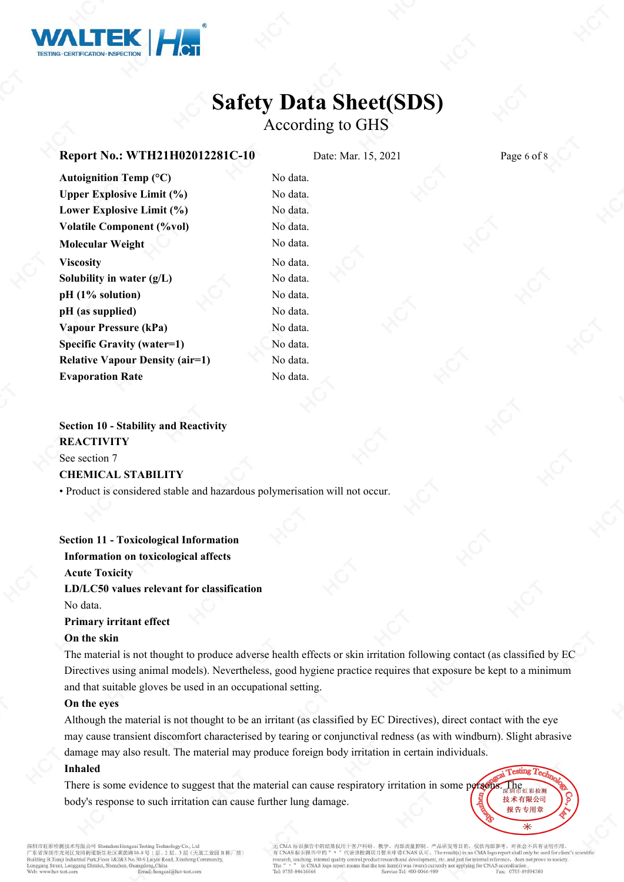| | |
|---|---|
| **Autoignition Temp (°C)** | No data. |
| **Upper Explosive Limit (%)** | No data. |
| **Lower Explosive Limit (%)** | No data. |
| **Volatile Component (%vol)** | No data. |
| **Molecular Weight** | No data. |
| **Viscosity** | No data. |
| **Solubility in water (g/L)** | No data. |
| **pH (1% solution)** | No data. |
| **pH (as supplied)** | No data. |
| **Vapour Pressure (kPa)** | No data. |
| **Specific Gravity (water=1)** | No data. |
| **Relative Vapour Density (air=1)** | No data. |
| **Evaporation Rate** | No data. |

## Section 10 - Stability and Reactivity

**REACTIVITY**

See section 7

**CHEMICAL STABILITY**

- Product is considered stable and hazardous polymerisation will not occur.

## Section 11 - Toxicological Information

**Information on toxicological affects**

**Acute Toxicity**

**LD/LC50 values relevant for classification**

No data.

**Primary irritant effect**

**On the skin**

The material is not thought to produce adverse health effects or skin irritation following contact (as classified by EC Directives using animal models). Nevertheless, good hygiene practice requires that exposure be kept to a minimum and that suitable gloves be used in an occupational setting.

**On the eyes**

Although the material is not thought to be an irritant (as classified by EC Directives), direct contact with the eye may cause transient discomfort characterised by tearing or conjunctival redness (as with windburn). Slight abrasive damage may also result. The material may produce foreign body irritation in certain individuals.

**Inhaled**

There is some evidence to suggest that the material can cause respiratory irritation in some persons. The body's response to such irritation can cause further lung damage.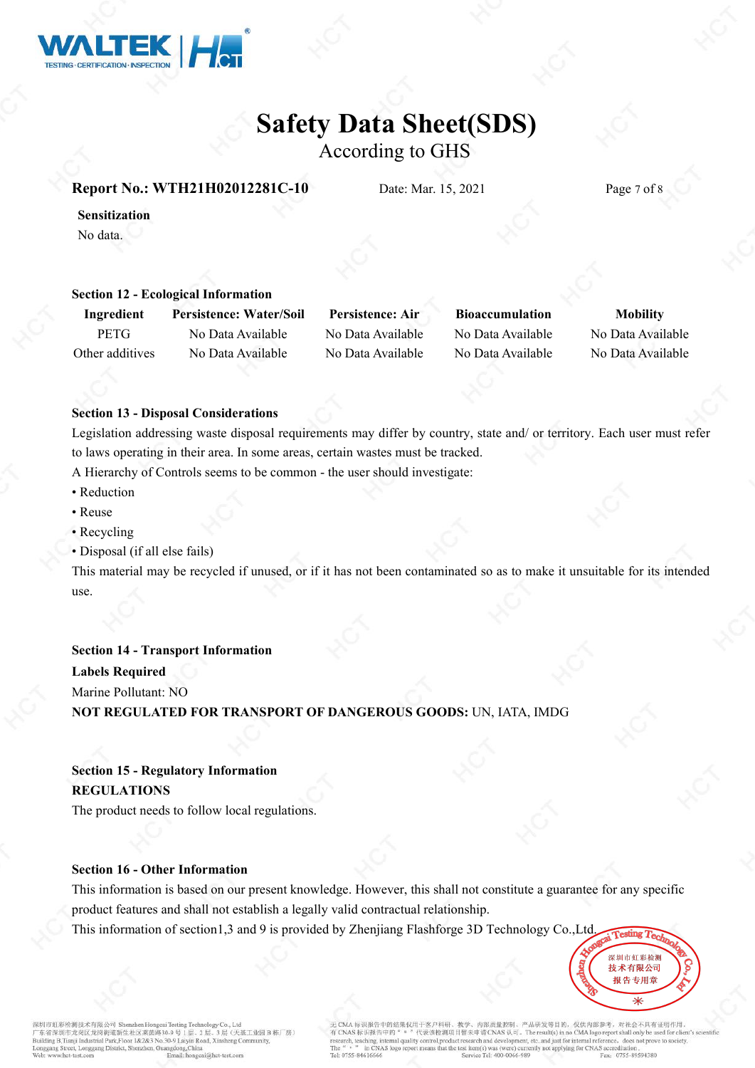**Sensitization**

No data.

## Section 12 - Ecological Information

| Ingredient | Persistence: Water/Soil | Persistence: Air | Bioaccumulation | Mobility |
|---|---|---|---|---|
| PETG | No Data Available | No Data Available | No Data Available | No Data Available |
| Other additives | No Data Available | No Data Available | No Data Available | No Data Available |

## Section 13 - Disposal Considerations

Legislation addressing waste disposal requirements may differ by country, state and/ or territory. Each user must refer to laws operating in their area. In some areas, certain wastes must be tracked.

A Hierarchy of Controls seems to be common - the user should investigate:

- Reduction
- Reuse
- Recycling
- Disposal (if all else fails)

This material may be recycled if unused, or if it has not been contaminated so as to make it unsuitable for its intended use.

## Section 14 - Transport Information

**Labels Required**

Marine Pollutant: NO

**NOT REGULATED FOR TRANSPORT OF DANGEROUS GOODS:** UN, IATA, IMDG

## Section 15 - Regulatory Information

**REGULATIONS**

The product needs to follow local regulations.

## Section 16 - Other Information

This information is based on our present knowledge. However, this shall not constitute a guarantee for any specific product features and shall not establish a legally valid contractual relationship.

This information of section1,3 and 9 is provided by Zhenjiang Flashforge 3D Technology Co.,Ltd.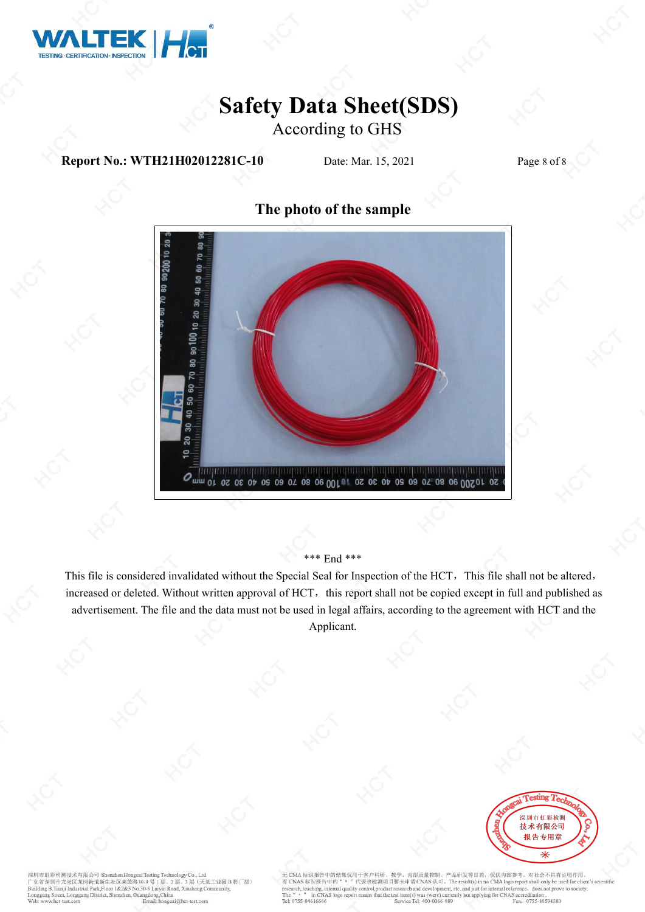# Safety Data Sheet(SDS)

According to GHS

**Report No.: WTH21H02012281C-10** Date: Mar. 15, 2021

## The photo of the sample

*** End ***

This file is considered invalidated without the Special Seal for Inspection of the HCT，This file shall not be altered，increased or deleted. Without written approval of HCT，this report shall not be copied except in full and published as advertisement. The file and the data must not be used in legal affairs, according to the agreement with HCT and the Applicant.